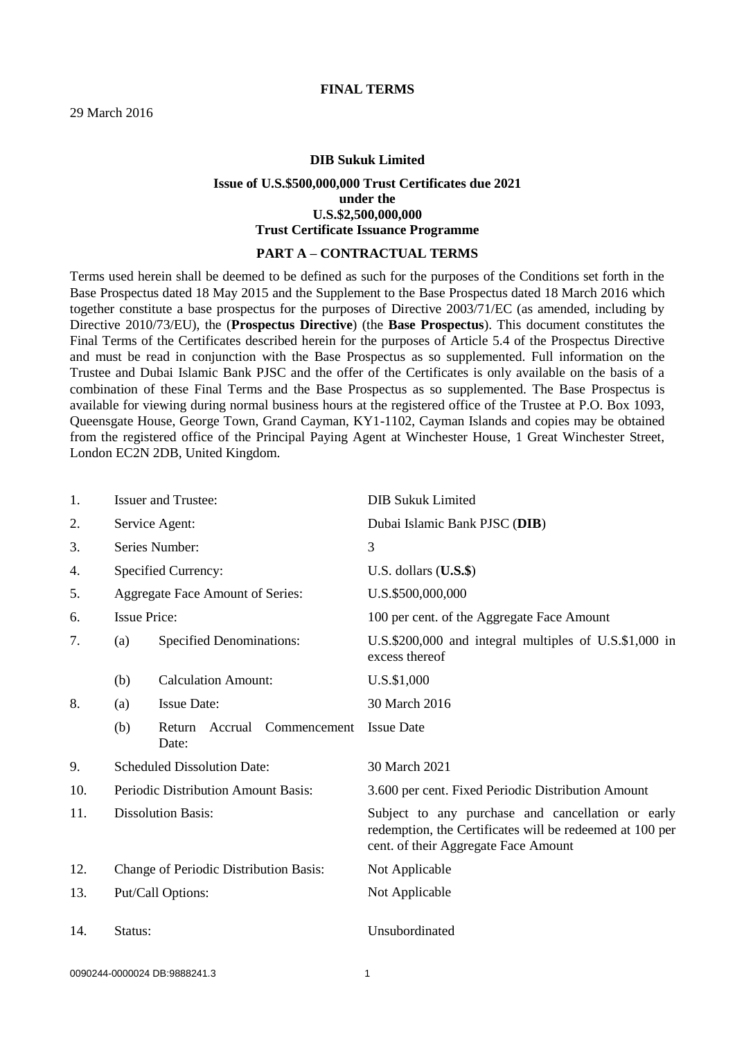# FINAL TERMS

29 March 2016

**DIB Sukuk Limited**

**Issue of U.S.$500,000,000 Trust Certificates due 2021**
**under the**
**U.S.$2,500,000,000**
**Trust Certificate Issuance Programme**

## PART A – CONTRACTUAL TERMS

Terms used herein shall be deemed to be defined as such for the purposes of the Conditions set forth in the Base Prospectus dated 18 May 2015 and the Supplement to the Base Prospectus dated 18 March 2016 which together constitute a base prospectus for the purposes of Directive 2003/71/EC (as amended, including by Directive 2010/73/EU), the (**Prospectus Directive**) (the **Base Prospectus**). This document constitutes the Final Terms of the Certificates described herein for the purposes of Article 5.4 of the Prospectus Directive and must be read in conjunction with the Base Prospectus as so supplemented. Full information on the Trustee and Dubai Islamic Bank PJSC and the offer of the Certificates is only available on the basis of a combination of these Final Terms and the Base Prospectus as so supplemented. The Base Prospectus is available for viewing during normal business hours at the registered office of the Trustee at P.O. Box 1093, Queensgate House, George Town, Grand Cayman, KY1-1102, Cayman Islands and copies may be obtained from the registered office of the Principal Paying Agent at Winchester House, 1 Great Winchester Street, London EC2N 2DB, United Kingdom.

| | | | |
|---|---|---|---|
| 1. | Issuer and Trustee: | | DIB Sukuk Limited |
| 2. | Service Agent: | | Dubai Islamic Bank PJSC (**DIB**) |
| 3. | Series Number: | | 3 |
| 4. | Specified Currency: | | U.S. dollars (**U.S.$**) |
| 5. | Aggregate Face Amount of Series: | | U.S.$500,000,000 |
| 6. | Issue Price: | | 100 per cent. of the Aggregate Face Amount |
| 7. | (a) | Specified Denominations: | U.S.$200,000 and integral multiples of U.S.$1,000 in excess thereof |
| | (b) | Calculation Amount: | U.S.$1,000 |
| 8. | (a) | Issue Date: | 30 March 2016 |
| | (b) | Return Accrual Commencement Date: | Issue Date |
| 9. | Scheduled Dissolution Date: | | 30 March 2021 |
| 10. | Periodic Distribution Amount Basis: | | 3.600 per cent. Fixed Periodic Distribution Amount |
| 11. | Dissolution Basis: | | Subject to any purchase and cancellation or early redemption, the Certificates will be redeemed at 100 per cent. of their Aggregate Face Amount |
| 12. | Change of Periodic Distribution Basis: | | Not Applicable |
| 13. | Put/Call Options: | | Not Applicable |
| 14. | Status: | | Unsubordinated |

0090244-0000024 DB:9888241.3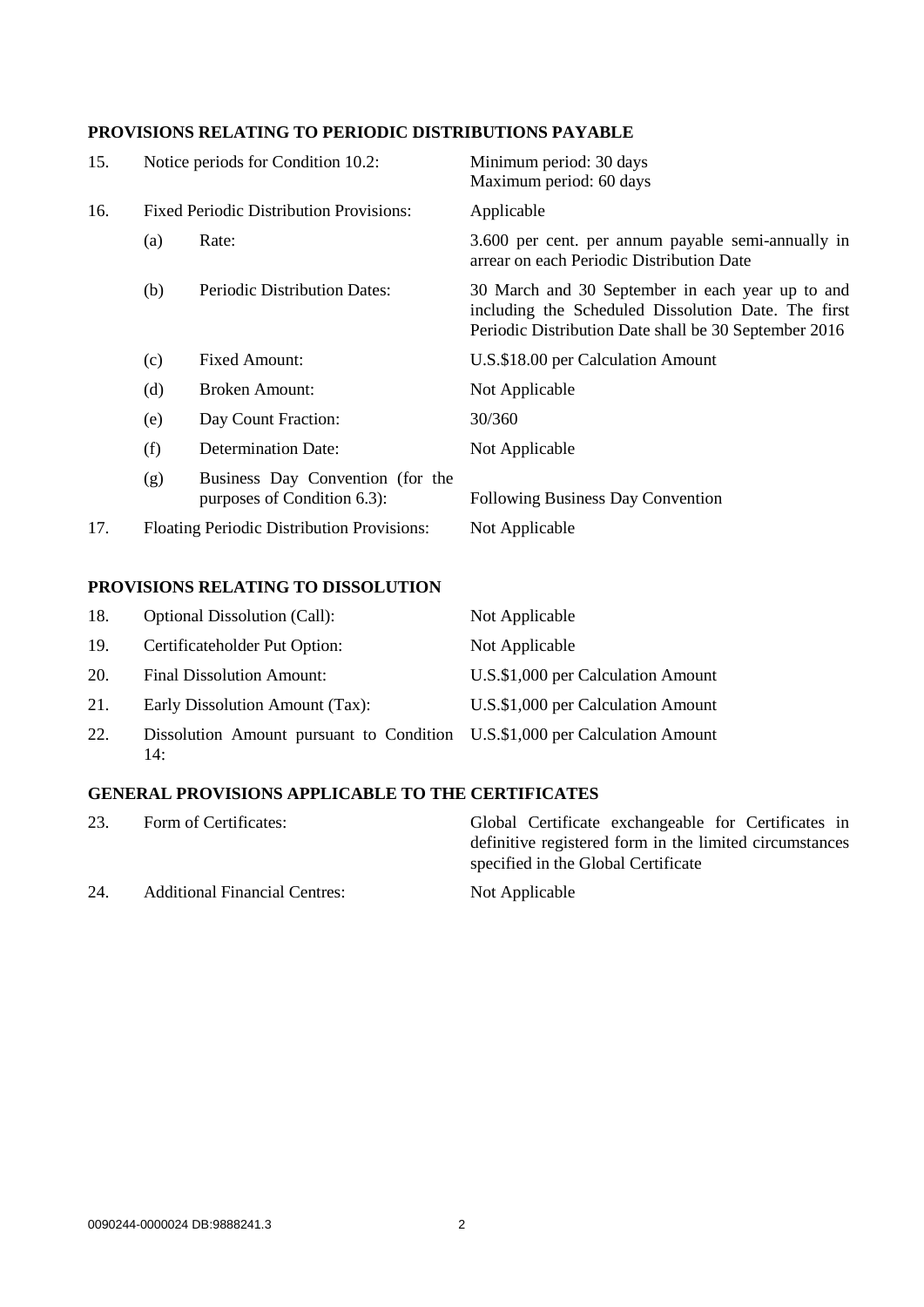## PROVISIONS RELATING TO PERIODIC DISTRIBUTIONS PAYABLE

| | | | |
|---|---|---|---|
| 15. | Notice periods for Condition 10.2: | | Minimum period: 30 days<br>Maximum period: 60 days |
| 16. | Fixed Periodic Distribution Provisions: | | Applicable |
| | (a) | Rate: | 3.600 per cent. per annum payable semi-annually in arrear on each Periodic Distribution Date |
| | (b) | Periodic Distribution Dates: | 30 March and 30 September in each year up to and including the Scheduled Dissolution Date. The first Periodic Distribution Date shall be 30 September 2016 |
| | (c) | Fixed Amount: | U.S.$18.00 per Calculation Amount |
| | (d) | Broken Amount: | Not Applicable |
| | (e) | Day Count Fraction: | 30/360 |
| | (f) | Determination Date: | Not Applicable |
| | (g) | Business Day Convention (for the purposes of Condition 6.3): | Following Business Day Convention |
| 17. | Floating Periodic Distribution Provisions: | | Not Applicable |

## PROVISIONS RELATING TO DISSOLUTION

| | | |
|---|---|---|
| 18. | Optional Dissolution (Call): | Not Applicable |
| 19. | Certificateholder Put Option: | Not Applicable |
| 20. | Final Dissolution Amount: | U.S.$1,000 per Calculation Amount |
| 21. | Early Dissolution Amount (Tax): | U.S.$1,000 per Calculation Amount |
| 22. | Dissolution Amount pursuant to Condition 14: | U.S.$1,000 per Calculation Amount |

## GENERAL PROVISIONS APPLICABLE TO THE CERTIFICATES

| | | |
|---|---|---|
| 23. | Form of Certificates: | Global Certificate exchangeable for Certificates in definitive registered form in the limited circumstances specified in the Global Certificate |
| 24. | Additional Financial Centres: | Not Applicable |

0090244-0000024 DB:9888241.3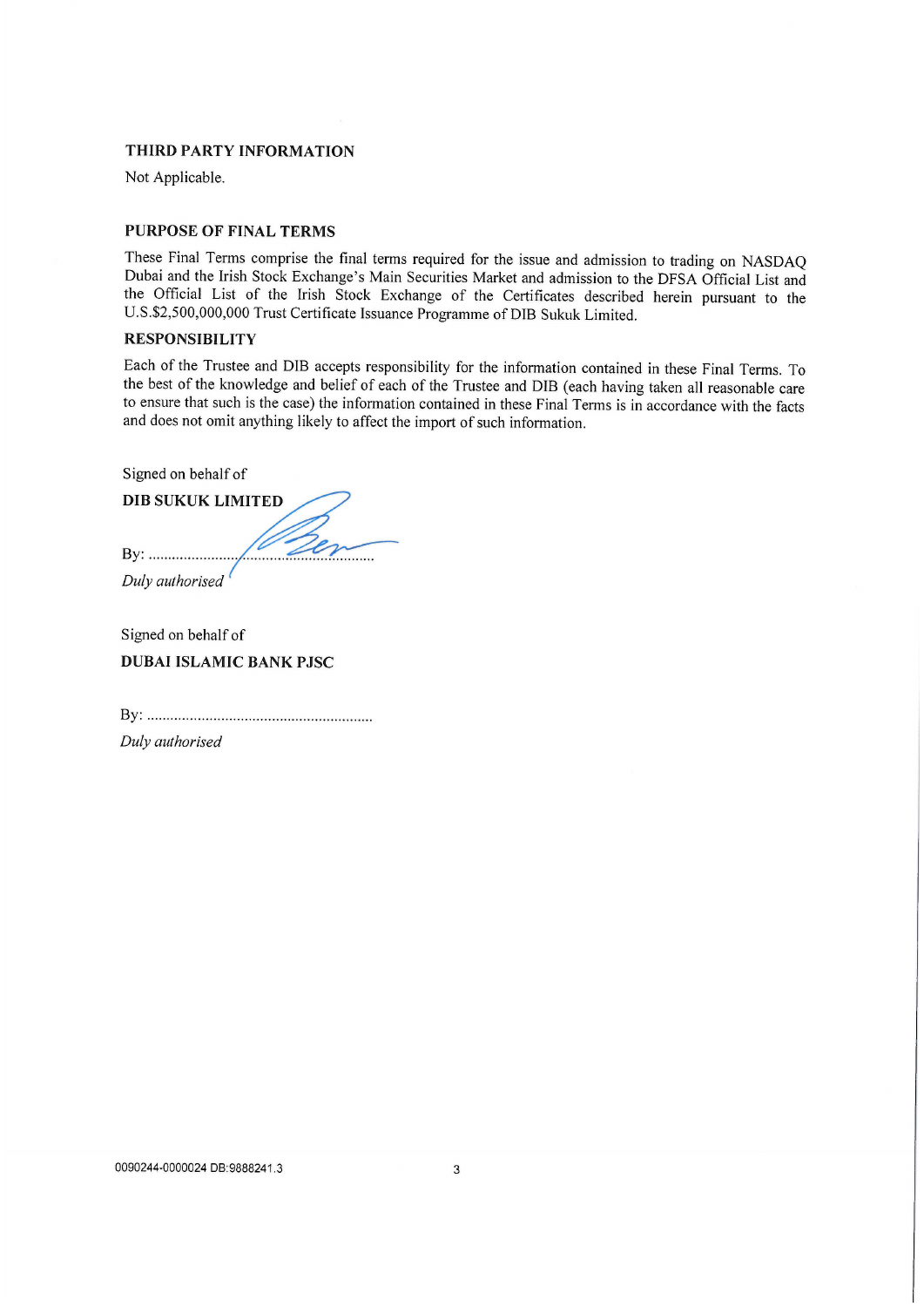## THIRD PARTY INFORMATION

Not Applicable.

## PURPOSE OF FINAL TERMS

These Final Terms comprise the final terms required for the issue and admission to trading on NASDAQ Dubai and the Irish Stock Exchange's Main Securities Market and admission to the DFSA Official List and the Official List of the Irish Stock Exchange of the Certificates described herein pursuant to the U.S.$2,500,000,000 Trust Certificate Issuance Programme of DIB Sukuk Limited.

## RESPONSIBILITY

Each of the Trustee and DIB accepts responsibility for the information contained in these Final Terms. To the best of the knowledge and belief of each of the Trustee and DIB (each having taken all reasonable care to ensure that such is the case) the information contained in these Final Terms is in accordance with the facts and does not omit anything likely to affect the import of such information.

Signed on behalf of

**DIB SUKUK LIMITED**

By: ..........................................................

*Duly authorised*

Signed on behalf of

**DUBAI ISLAMIC BANK PJSC**

By: ..........................................................

*Duly authorised*

0090244-0000024 DB:9888241.3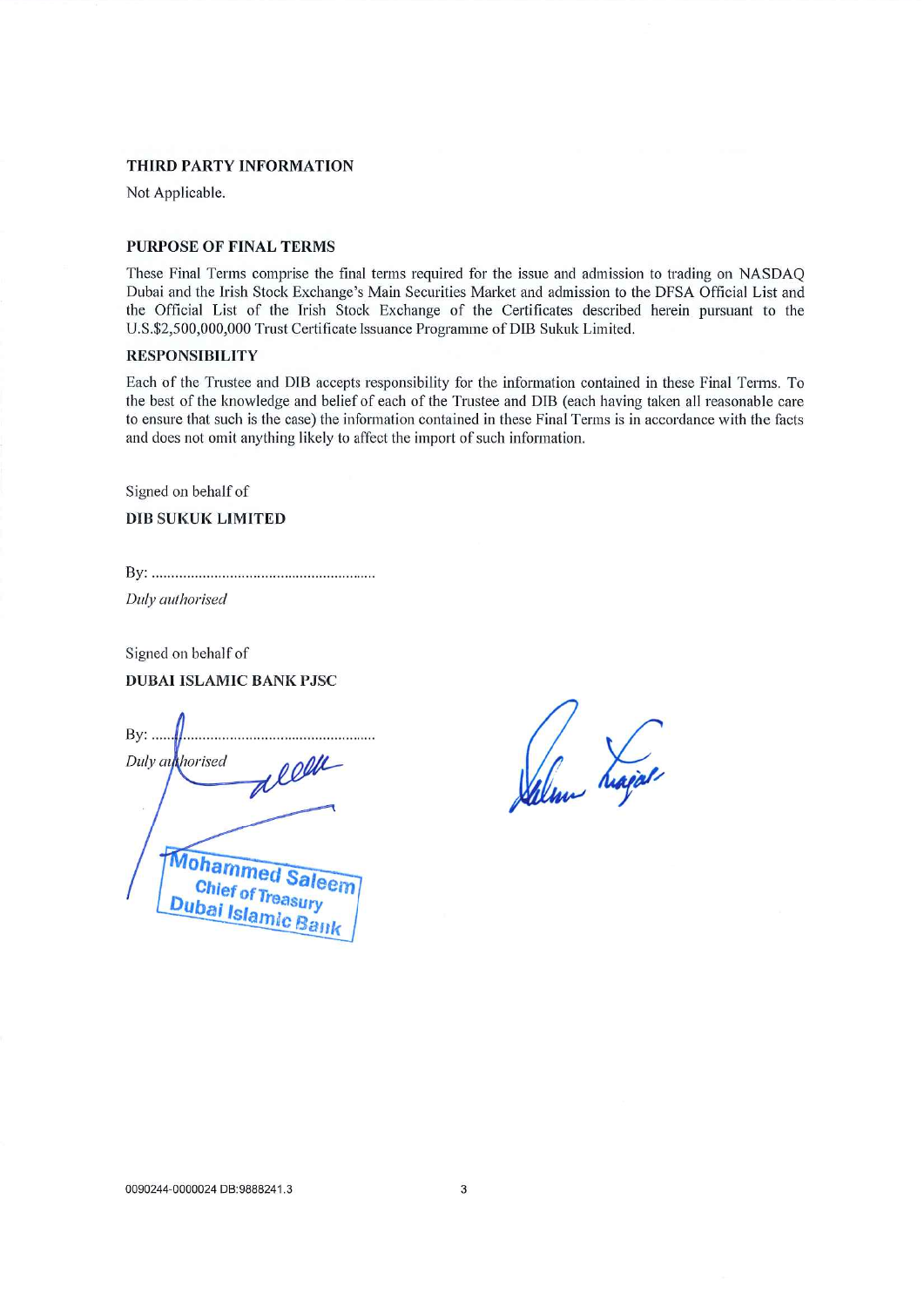**THIRD PARTY INFORMATION**

Not Applicable.

**PURPOSE OF FINAL TERMS**

These Final Terms comprise the final terms required for the issue and admission to trading on NASDAQ Dubai and the Irish Stock Exchange's Main Securities Market and admission to the DFSA Official List and the Official List of the Irish Stock Exchange of the Certificates described herein pursuant to the U.S.$2,500,000,000 Trust Certificate Issuance Programme of DIB Sukuk Limited.

**RESPONSIBILITY**

Each of the Trustee and DIB accepts responsibility for the information contained in these Final Terms. To the best of the knowledge and belief of each of the Trustee and DIB (each having taken all reasonable care to ensure that such is the case) the information contained in these Final Terms is in accordance with the facts and does not omit anything likely to affect the import of such information.

Signed on behalf of

**DIB SUKUK LIMITED**

By: ...........................................................

*Duly authorised*

Signed on behalf of

**DUBAI ISLAMIC BANK PJSC**

By: ...........................................................

*Duly authorised*

Mohammed Saleem
Chief of Treasury
Dubai Islamic Bank

0090244-0000024 DB:9888241.3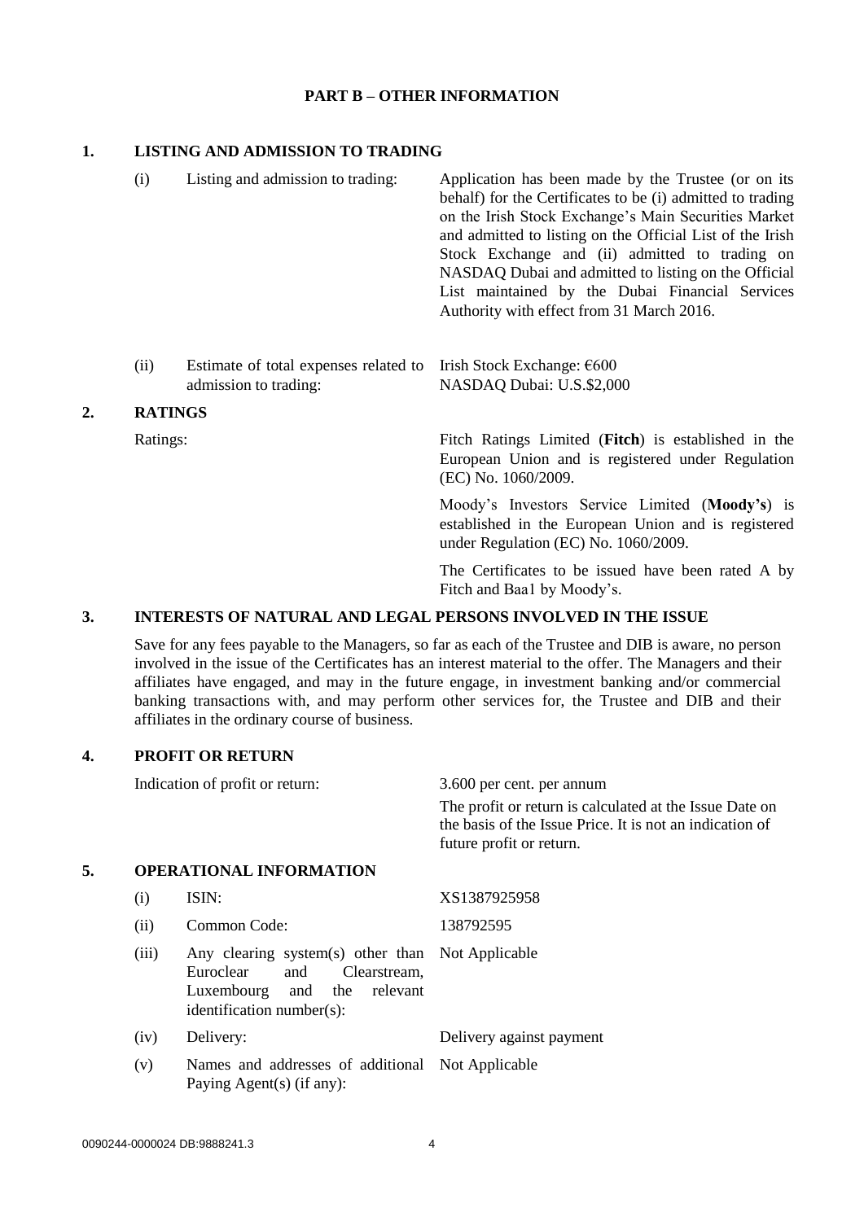## PART B – OTHER INFORMATION

### 1. LISTING AND ADMISSION TO TRADING

| | | |
|---|---|---|
| (i) | Listing and admission to trading: | Application has been made by the Trustee (or on its behalf) for the Certificates to be (i) admitted to trading on the Irish Stock Exchange's Main Securities Market and admitted to listing on the Official List of the Irish Stock Exchange and (ii) admitted to trading on NASDAQ Dubai and admitted to listing on the Official List maintained by the Dubai Financial Services Authority with effect from 31 March 2016. |
| (ii) | Estimate of total expenses related to admission to trading: | Irish Stock Exchange: €600<br>NASDAQ Dubai: U.S.$2,000 |

### 2. RATINGS

Ratings:

Fitch Ratings Limited (**Fitch**) is established in the European Union and is registered under Regulation (EC) No. 1060/2009.

Moody's Investors Service Limited (**Moody's**) is established in the European Union and is registered under Regulation (EC) No. 1060/2009.

The Certificates to be issued have been rated A by Fitch and Baa1 by Moody's.

### 3. INTERESTS OF NATURAL AND LEGAL PERSONS INVOLVED IN THE ISSUE

Save for any fees payable to the Managers, so far as each of the Trustee and DIB is aware, no person involved in the issue of the Certificates has an interest material to the offer. The Managers and their affiliates have engaged, and may in the future engage, in investment banking and/or commercial banking transactions with, and may perform other services for, the Trustee and DIB and their affiliates in the ordinary course of business.

### 4. PROFIT OR RETURN

Indication of profit or return: 3.600 per cent. per annum

The profit or return is calculated at the Issue Date on the basis of the Issue Price. It is not an indication of future profit or return.

### 5. OPERATIONAL INFORMATION

| | | |
|---|---|---|
| (i) | ISIN: | XS1387925958 |
| (ii) | Common Code: | 138792595 |
| (iii) | Any clearing system(s) other than Euroclear and Clearstream, Luxembourg and the relevant identification number(s): | Not Applicable |
| (iv) | Delivery: | Delivery against payment |
| (v) | Names and addresses of additional Paying Agent(s) (if any): | Not Applicable |

0090244-0000024 DB:9888241.3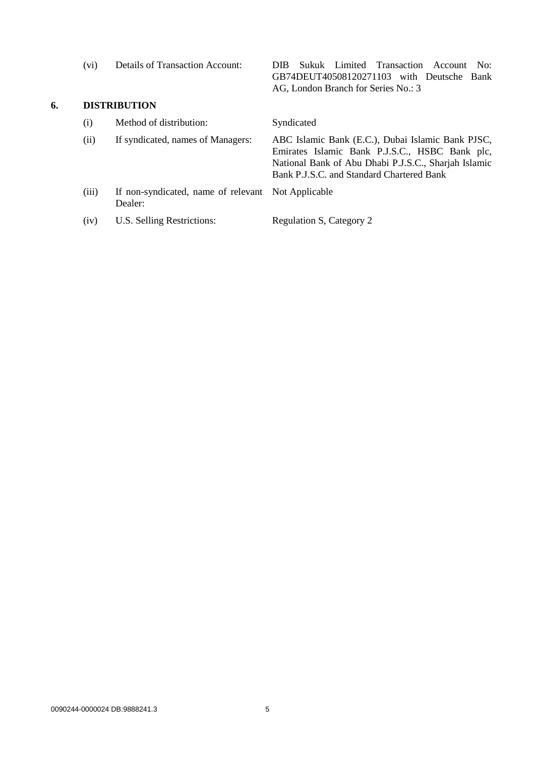| | | |
|---|---|---|
| (vi) | Details of Transaction Account: | DIB Sukuk Limited Transaction Account No: GB74DEUT40508120271103 with Deutsche Bank AG, London Branch for Series No.: 3 |

## 6. DISTRIBUTION

| | | |
|---|---|---|
| (i) | Method of distribution: | Syndicated |
| (ii) | If syndicated, names of Managers: | ABC Islamic Bank (E.C.), Dubai Islamic Bank PJSC, Emirates Islamic Bank P.J.S.C., HSBC Bank plc, National Bank of Abu Dhabi P.J.S.C., Sharjah Islamic Bank P.J.S.C. and Standard Chartered Bank |
| (iii) | If non-syndicated, name of relevant Dealer: | Not Applicable |
| (iv) | U.S. Selling Restrictions: | Regulation S, Category 2 |

0090244-0000024 DB:9888241.3